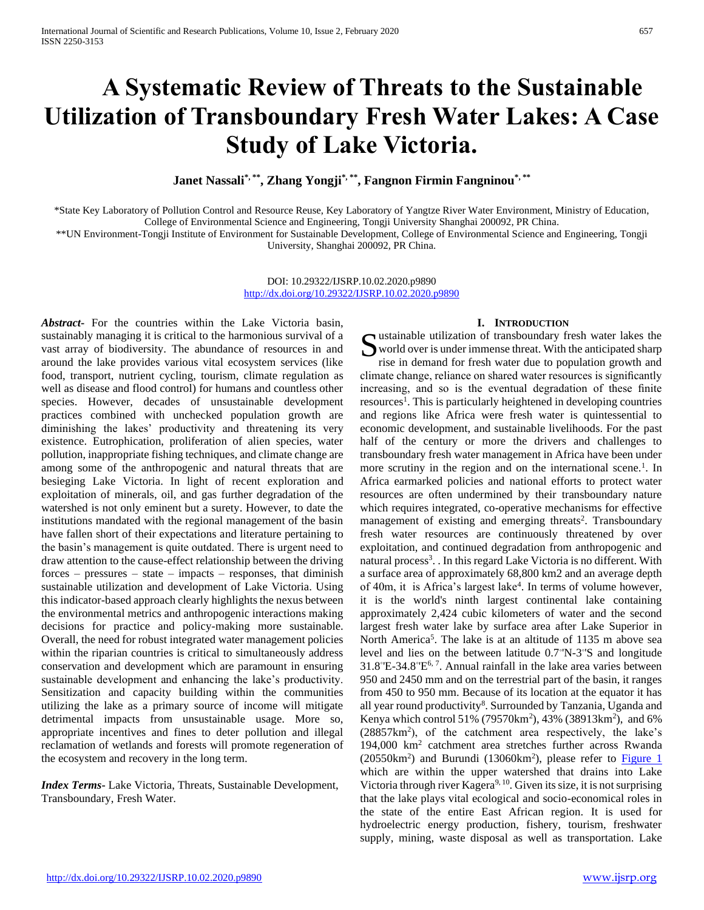# A Systematic Review of Threats to the Sustainable Utilization of Transboundary Fresh Water Lakes: A Case Study of Lake Victoria.

**Janet Nassali[*, **], Zhang Yongji[*, **], Fangnon Firmin Fangninou[*, **]**

*State Key Laboratory of Pollution Control and Resource Reuse, Key Laboratory of Yangtze River Water Environment, Ministry of Education, College of Environmental Science and Engineering, Tongji University Shanghai 200092, PR China.

**UN Environment-Tongji Institute of Environment for Sustainable Development, College of Environmental Science and Engineering, Tongji University, Shanghai 200092, PR China.

DOI: 10.29322/IJSRP.10.02.2020.p9890
http://dx.doi.org/10.29322/IJSRP.10.02.2020.p9890

***Abstract-*** For the countries within the Lake Victoria basin, sustainably managing it is critical to the harmonious survival of a vast array of biodiversity. The abundance of resources in and around the lake provides various vital ecosystem services (like food, transport, nutrient cycling, tourism, climate regulation as well as disease and flood control) for humans and countless other species. However, decades of unsustainable development practices combined with unchecked population growth are diminishing the lakes' productivity and threatening its very existence. Eutrophication, proliferation of alien species, water pollution, inappropriate fishing techniques, and climate change are among some of the anthropogenic and natural threats that are besieging Lake Victoria. In light of recent exploration and exploitation of minerals, oil, and gas further degradation of the watershed is not only eminent but a surety. However, to date the institutions mandated with the regional management of the basin have fallen short of their expectations and literature pertaining to the basin's management is quite outdated. There is urgent need to draw attention to the cause-effect relationship between the driving forces – pressures – state – impacts – responses, that diminish sustainable utilization and development of Lake Victoria. Using this indicator-based approach clearly highlights the nexus between the environmental metrics and anthropogenic interactions making decisions for practice and policy-making more sustainable. Overall, the need for robust integrated water management policies within the riparian countries is critical to simultaneously address conservation and development which are paramount in ensuring sustainable development and enhancing the lake's productivity. Sensitization and capacity building within the communities utilizing the lake as a primary source of income will mitigate detrimental impacts from unsustainable usage. More so, appropriate incentives and fines to deter pollution and illegal reclamation of wetlands and forests will promote regeneration of the ecosystem and recovery in the long term.

***Index Terms-*** Lake Victoria, Threats, Sustainable Development, Transboundary, Fresh Water.

## I. Introduction

Sustainable utilization of transboundary fresh water lakes the world over is under immense threat. With the anticipated sharp rise in demand for fresh water due to population growth and climate change, reliance on shared water resources is significantly increasing, and so is the eventual degradation of these finite resources[1]. This is particularly heightened in developing countries and regions like Africa were fresh water is quintessential to economic development, and sustainable livelihoods. For the past half of the century or more the drivers and challenges to transboundary fresh water management in Africa have been under more scrutiny in the region and on the international scene.[1]. In Africa earmarked policies and national efforts to protect water resources are often undermined by their transboundary nature which requires integrated, co-operative mechanisms for effective management of existing and emerging threats[2]. Transboundary fresh water resources are continuously threatened by over exploitation, and continued degradation from anthropogenic and natural process[3]. . In this regard Lake Victoria is no different. With a surface area of approximately 68,800 km2 and an average depth of 40m, it is Africa's largest lake[4]. In terms of volume however, it is the world's ninth largest continental lake containing approximately 2,424 cubic kilometers of water and the second largest fresh water lake by surface area after Lake Superior in North America[5]. The lake is at an altitude of 1135 m above sea level and lies on the between latitude 0.7°N-3°S and longitude 31.8°E-34.8°E[6, 7]. Annual rainfall in the lake area varies between 950 and 2450 mm and on the terrestrial part of the basin, it ranges from 450 to 950 mm. Because of its location at the equator it has all year round productivity[8]. Surrounded by Tanzania, Uganda and Kenya which control 51% (79570km$^2$), 43% (38913km$^2$), and 6% (28857km$^2$), of the catchment area respectively, the lake's 194,000 km$^2$ catchment area stretches further across Rwanda (20550km$^2$) and Burundi (13060km$^2$), please refer to Figure 1 which are within the upper watershed that drains into Lake Victoria through river Kagera[9, 10]. Given its size, it is not surprising that the lake plays vital ecological and socio-economical roles in the state of the entire East African region. It is used for hydroelectric energy production, fishery, tourism, freshwater supply, mining, waste disposal as well as transportation. Lake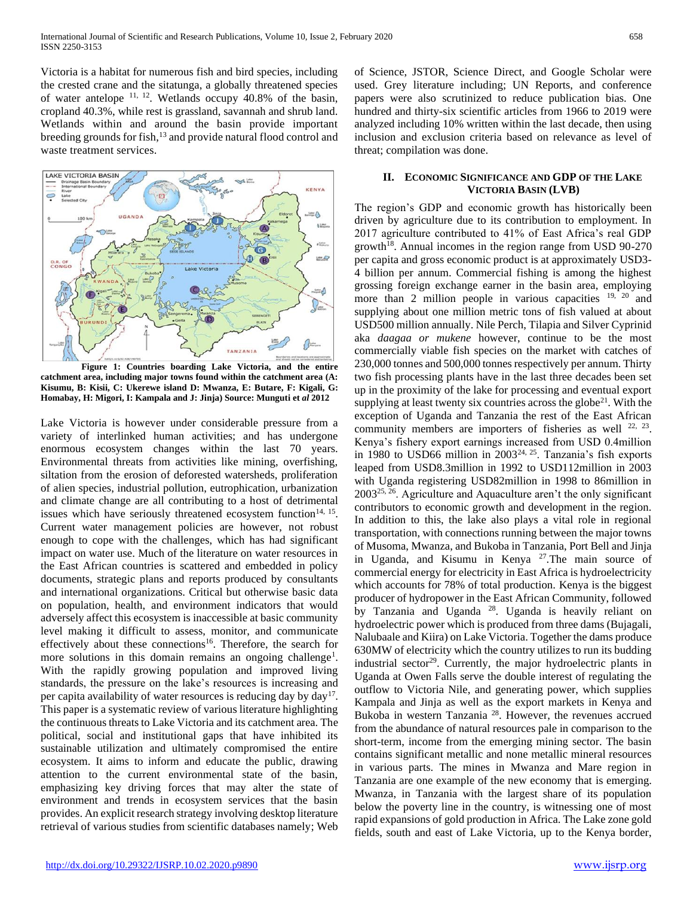Victoria is a habitat for numerous fish and bird species, including the crested crane and the sitatunga, a globally threatened species of water antelope [11, 12]. Wetlands occupy 40.8% of the basin, cropland 40.3%, while rest is grassland, savannah and shrub land. Wetlands within and around the basin provide important breeding grounds for fish,[13] and provide natural flood control and waste treatment services.

**Figure 1: Countries boarding Lake Victoria, and the entire catchment area, including major towns found within the catchment area (A: Kisumu, B: Kisii, C: Ukerewe island D: Mwanza, E: Butare, F: Kigali, G: Homabay, H: Migori, I: Kampala and J: Jinja) Source: Munguti et *al* 2012**

Lake Victoria is however under considerable pressure from a variety of interlinked human activities; and has undergone enormous ecosystem changes within the last 70 years. Environmental threats from activities like mining, overfishing, siltation from the erosion of deforested watersheds, proliferation of alien species, industrial pollution, eutrophication, urbanization and climate change are all contributing to a host of detrimental issues which have seriously threatened ecosystem function[14, 15]. Current water management policies are however, not robust enough to cope with the challenges, which has had significant impact on water use. Much of the literature on water resources in the East African countries is scattered and embedded in policy documents, strategic plans and reports produced by consultants and international organizations. Critical but otherwise basic data on population, health, and environment indicators that would adversely affect this ecosystem is inaccessible at basic community level making it difficult to assess, monitor, and communicate effectively about these connections[16]. Therefore, the search for more solutions in this domain remains an ongoing challenge[1]. With the rapidly growing population and improved living standards, the pressure on the lake's resources is increasing and per capita availability of water resources is reducing day by day[17]. This paper is a systematic review of various literature highlighting the continuous threats to Lake Victoria and its catchment area. The political, social and institutional gaps that have inhibited its sustainable utilization and ultimately compromised the entire ecosystem. It aims to inform and educate the public, drawing attention to the current environmental state of the basin, emphasizing key driving forces that may alter the state of environment and trends in ecosystem services that the basin provides. An explicit research strategy involving desktop literature retrieval of various studies from scientific databases namely; Web of Science, JSTOR, Science Direct, and Google Scholar were used. Grey literature including; UN Reports, and conference papers were also scrutinized to reduce publication bias. One hundred and thirty-six scientific articles from 1966 to 2019 were analyzed including 10% written within the last decade, then using inclusion and exclusion criteria based on relevance as level of threat; compilation was done.

## II. Economic Significance and GDP of the Lake Victoria Basin (LVB)

The region's GDP and economic growth has historically been driven by agriculture due to its contribution to employment. In 2017 agriculture contributed to 41% of East Africa's real GDP growth[18]. Annual incomes in the region range from USD 90-270 per capita and gross economic product is at approximately USD3-4 billion per annum. Commercial fishing is among the highest grossing foreign exchange earner in the basin area, employing more than 2 million people in various capacities [19, 20] and supplying about one million metric tons of fish valued at about USD500 million annually. Nile Perch, Tilapia and Silver Cyprinid aka *daagaa or mukene* however, continue to be the most commercially viable fish species on the market with catches of 230,000 tonnes and 500,000 tonnes respectively per annum. Thirty two fish processing plants have in the last three decades been set up in the proximity of the lake for processing and eventual export supplying at least twenty six countries across the globe[21]. With the exception of Uganda and Tanzania the rest of the East African community members are importers of fisheries as well [22, 23]. Kenya's fishery export earnings increased from USD 0.4million in 1980 to USD66 million in 2003[24, 25]. Tanzania's fish exports leaped from USD8.3million in 1992 to USD112million in 2003 with Uganda registering USD82million in 1998 to 86million in 2003[25, 26]. Agriculture and Aquaculture aren't the only significant contributors to economic growth and development in the region. In addition to this, the lake also plays a vital role in regional transportation, with connections running between the major towns of Musoma, Mwanza, and Bukoba in Tanzania, Port Bell and Jinja in Uganda, and Kisumu in Kenya [27].The main source of commercial energy for electricity in East Africa is hydroelectricity which accounts for 78% of total production. Kenya is the biggest producer of hydropower in the East African Community, followed by Tanzania and Uganda [28]. Uganda is heavily reliant on hydroelectric power which is produced from three dams (Bujagali, Nalubaale and Kiira) on Lake Victoria. Together the dams produce 630MW of electricity which the country utilizes to run its budding industrial sector[29]. Currently, the major hydroelectric plants in Uganda at Owen Falls serve the double interest of regulating the outflow to Victoria Nile, and generating power, which supplies Kampala and Jinja as well as the export markets in Kenya and Bukoba in western Tanzania [28]. However, the revenues accrued from the abundance of natural resources pale in comparison to the short-term, income from the emerging mining sector. The basin contains significant metallic and none metallic mineral resources in various parts. The mines in Mwanza and Mare region in Tanzania are one example of the new economy that is emerging. Mwanza, in Tanzania with the largest share of its population below the poverty line in the country, is witnessing one of most rapid expansions of gold production in Africa. The Lake zone gold fields, south and east of Lake Victoria, up to the Kenya border,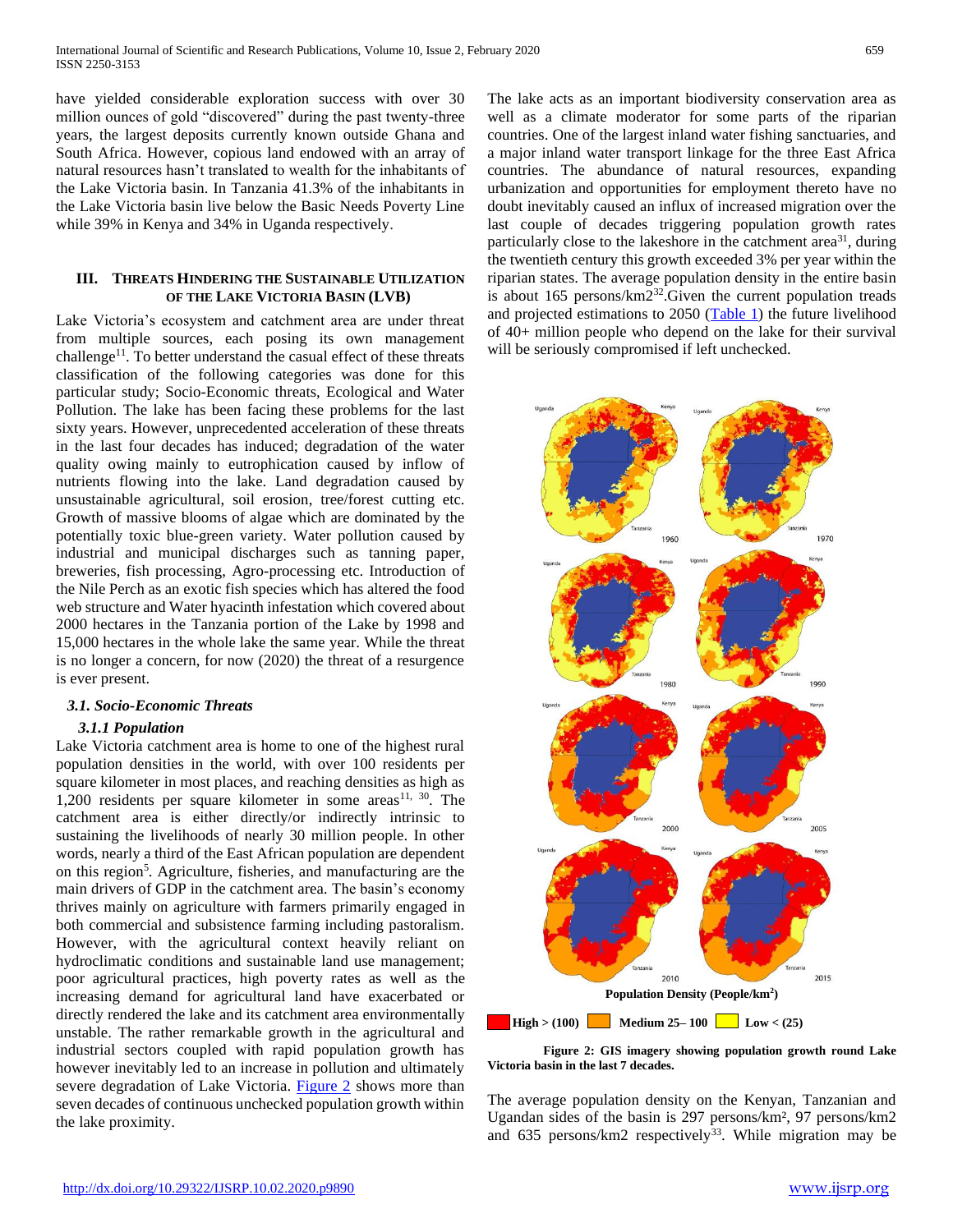have yielded considerable exploration success with over 30 million ounces of gold "discovered" during the past twenty-three years, the largest deposits currently known outside Ghana and South Africa. However, copious land endowed with an array of natural resources hasn't translated to wealth for the inhabitants of the Lake Victoria basin. In Tanzania 41.3% of the inhabitants in the Lake Victoria basin live below the Basic Needs Poverty Line while 39% in Kenya and 34% in Uganda respectively.

## III. Threats Hindering the Sustainable Utilization of the Lake Victoria Basin (LVB)

Lake Victoria's ecosystem and catchment area are under threat from multiple sources, each posing its own management challenge[11]. To better understand the casual effect of these threats classification of the following categories was done for this particular study; Socio-Economic threats, Ecological and Water Pollution. The lake has been facing these problems for the last sixty years. However, unprecedented acceleration of these threats in the last four decades has induced; degradation of the water quality owing mainly to eutrophication caused by inflow of nutrients flowing into the lake. Land degradation caused by unsustainable agricultural, soil erosion, tree/forest cutting etc. Growth of massive blooms of algae which are dominated by the potentially toxic blue-green variety. Water pollution caused by industrial and municipal discharges such as tanning paper, breweries, fish processing, Agro-processing etc. Introduction of the Nile Perch as an exotic fish species which has altered the food web structure and Water hyacinth infestation which covered about 2000 hectares in the Tanzania portion of the Lake by 1998 and 15,000 hectares in the whole lake the same year. While the threat is no longer a concern, for now (2020) the threat of a resurgence is ever present.

### *3.1. Socio-Economic Threats*

#### *3.1.1 Population*

Lake Victoria catchment area is home to one of the highest rural population densities in the world, with over 100 residents per square kilometer in most places, and reaching densities as high as 1,200 residents per square kilometer in some areas[11, 30]. The catchment area is either directly/or indirectly intrinsic to sustaining the livelihoods of nearly 30 million people. In other words, nearly a third of the East African population are dependent on this region[5]. Agriculture, fisheries, and manufacturing are the main drivers of GDP in the catchment area. The basin's economy thrives mainly on agriculture with farmers primarily engaged in both commercial and subsistence farming including pastoralism. However, with the agricultural context heavily reliant on hydroclimatic conditions and sustainable land use management; poor agricultural practices, high poverty rates as well as the increasing demand for agricultural land have exacerbated or directly rendered the lake and its catchment area environmentally unstable. The rather remarkable growth in the agricultural and industrial sectors coupled with rapid population growth has however inevitably led to an increase in pollution and ultimately severe degradation of Lake Victoria. Figure 2 shows more than seven decades of continuous unchecked population growth within the lake proximity.

The lake acts as an important biodiversity conservation area as well as a climate moderator for some parts of the riparian countries. One of the largest inland water fishing sanctuaries, and a major inland water transport linkage for the three East Africa countries. The abundance of natural resources, expanding urbanization and opportunities for employment thereto have no doubt inevitably caused an influx of increased migration over the last couple of decades triggering population growth rates particularly close to the lakeshore in the catchment area[31], during the twentieth century this growth exceeded 3% per year within the riparian states. The average population density in the entire basin is about 165 persons/km2[32].Given the current population treads and projected estimations to 2050 (Table 1) the future livelihood of 40+ million people who depend on the lake for their survival will be seriously compromised if left unchecked.

Population Density (People/km$^2$)

High > (100) Medium 25– 100 Low < (25)

**Figure 2: GIS imagery showing population growth round Lake Victoria basin in the last 7 decades.**

The average population density on the Kenyan, Tanzanian and Ugandan sides of the basin is 297 persons/km², 97 persons/km2 and 635 persons/km2 respectively[33]. While migration may be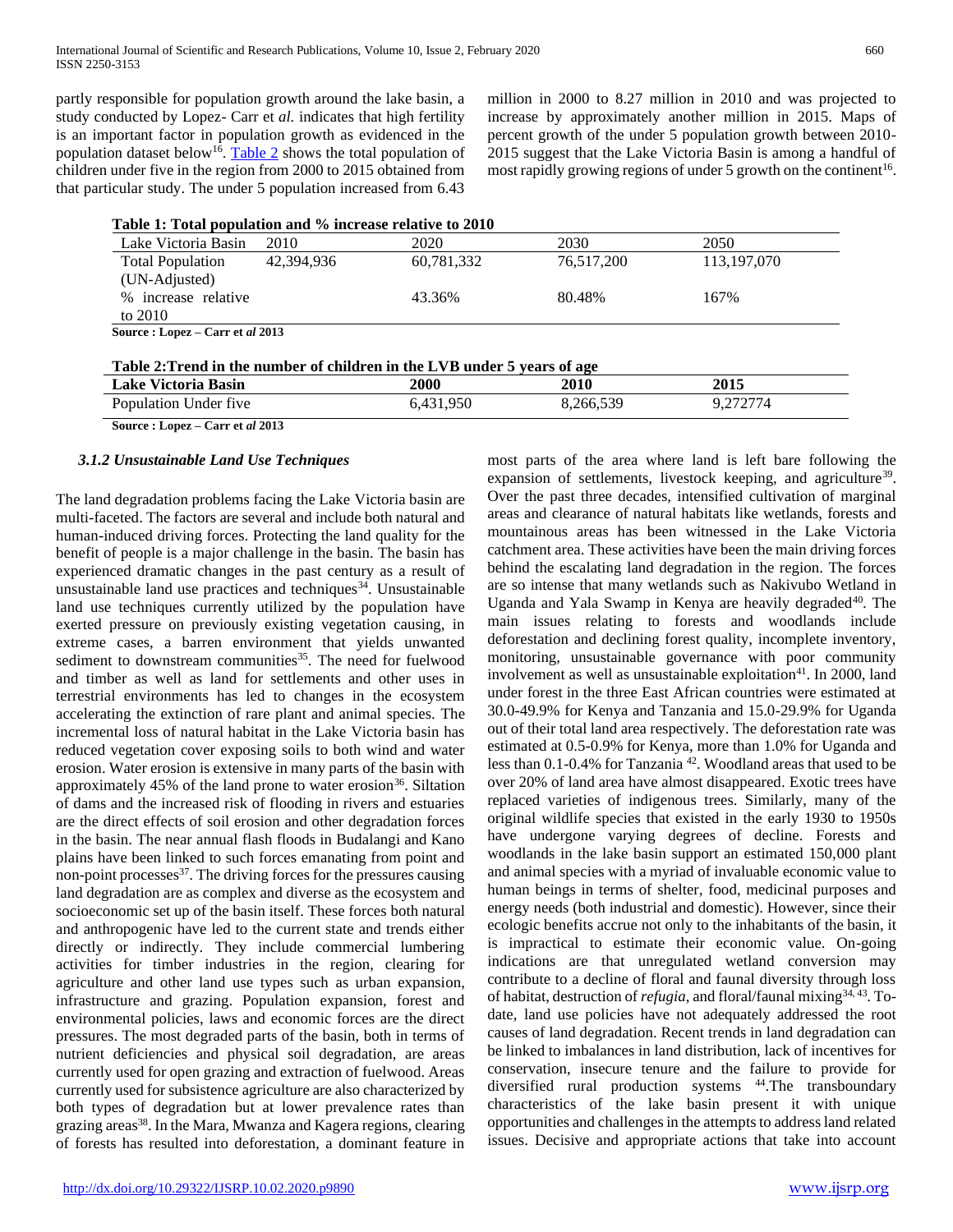partly responsible for population growth around the lake basin, a study conducted by Lopez- Carr et *al.* indicates that high fertility is an important factor in population growth as evidenced in the population dataset below[16]. Table 2 shows the total population of children under five in the region from 2000 to 2015 obtained from that particular study. The under 5 population increased from 6.43 million in 2000 to 8.27 million in 2010 and was projected to increase by approximately another million in 2015. Maps of percent growth of the under 5 population growth between 2010-2015 suggest that the Lake Victoria Basin is among a handful of most rapidly growing regions of under 5 growth on the continent[16].

**Table 1: Total population and % increase relative to 2010**

| Lake Victoria Basin | 2010 | 2020 | 2030 | 2050 |
|---|---|---|---|---|
| Total Population (UN-Adjusted) | 42,394,936 | 60,781,332 | 76,517,200 | 113,197,070 |
| % increase relative to 2010 | | 43.36% | 80.48% | 167% |

**Source : Lopez – Carr et *al* 2013**

**Table 2:Trend in the number of children in the LVB under 5 years of age**

| **Lake Victoria Basin** | **2000** | **2010** | **2015** |
|---|---|---|---|
| Population Under five | 6,431,950 | 8,266,539 | 9,272774 |

**Source : Lopez – Carr et *al* 2013**

### *3.1.2 Unsustainable Land Use Techniques*

The land degradation problems facing the Lake Victoria basin are multi-faceted. The factors are several and include both natural and human-induced driving forces. Protecting the land quality for the benefit of people is a major challenge in the basin. The basin has experienced dramatic changes in the past century as a result of unsustainable land use practices and techniques[34]. Unsustainable land use techniques currently utilized by the population have exerted pressure on previously existing vegetation causing, in extreme cases, a barren environment that yields unwanted sediment to downstream communities[35]. The need for fuelwood and timber as well as land for settlements and other uses in terrestrial environments has led to changes in the ecosystem accelerating the extinction of rare plant and animal species. The incremental loss of natural habitat in the Lake Victoria basin has reduced vegetation cover exposing soils to both wind and water erosion. Water erosion is extensive in many parts of the basin with approximately 45% of the land prone to water erosion[36]. Siltation of dams and the increased risk of flooding in rivers and estuaries are the direct effects of soil erosion and other degradation forces in the basin. The near annual flash floods in Budalangi and Kano plains have been linked to such forces emanating from point and non-point processes[37]. The driving forces for the pressures causing land degradation are as complex and diverse as the ecosystem and socioeconomic set up of the basin itself. These forces both natural and anthropogenic have led to the current state and trends either directly or indirectly. They include commercial lumbering activities for timber industries in the region, clearing for agriculture and other land use types such as urban expansion, infrastructure and grazing. Population expansion, forest and environmental policies, laws and economic forces are the direct pressures. The most degraded parts of the basin, both in terms of nutrient deficiencies and physical soil degradation, are areas currently used for open grazing and extraction of fuelwood. Areas currently used for subsistence agriculture are also characterized by both types of degradation but at lower prevalence rates than grazing areas[38]. In the Mara, Mwanza and Kagera regions, clearing of forests has resulted into deforestation, a dominant feature in most parts of the area where land is left bare following the expansion of settlements, livestock keeping, and agriculture[39]. Over the past three decades, intensified cultivation of marginal areas and clearance of natural habitats like wetlands, forests and mountainous areas has been witnessed in the Lake Victoria catchment area. These activities have been the main driving forces behind the escalating land degradation in the region. The forces are so intense that many wetlands such as Nakivubo Wetland in Uganda and Yala Swamp in Kenya are heavily degraded[40]. The main issues relating to forests and woodlands include deforestation and declining forest quality, incomplete inventory, monitoring, unsustainable governance with poor community involvement as well as unsustainable exploitation[41]. In 2000, land under forest in the three East African countries were estimated at 30.0-49.9% for Kenya and Tanzania and 15.0-29.9% for Uganda out of their total land area respectively. The deforestation rate was estimated at 0.5-0.9% for Kenya, more than 1.0% for Uganda and less than 0.1-0.4% for Tanzania [42]. Woodland areas that used to be over 20% of land area have almost disappeared. Exotic trees have replaced varieties of indigenous trees. Similarly, many of the original wildlife species that existed in the early 1930 to 1950s have undergone varying degrees of decline. Forests and woodlands in the lake basin support an estimated 150,000 plant and animal species with a myriad of invaluable economic value to human beings in terms of shelter, food, medicinal purposes and energy needs (both industrial and domestic). However, since their ecologic benefits accrue not only to the inhabitants of the basin, it is impractical to estimate their economic value. On-going indications are that unregulated wetland conversion may contribute to a decline of floral and faunal diversity through loss of habitat, destruction of *refugia*, and floral/faunal mixing[34, 43]. To-date, land use policies have not adequately addressed the root causes of land degradation. Recent trends in land degradation can be linked to imbalances in land distribution, lack of incentives for conservation, insecure tenure and the failure to provide for diversified rural production systems [44].The transboundary characteristics of the lake basin present it with unique opportunities and challenges in the attempts to address land related issues. Decisive and appropriate actions that take into account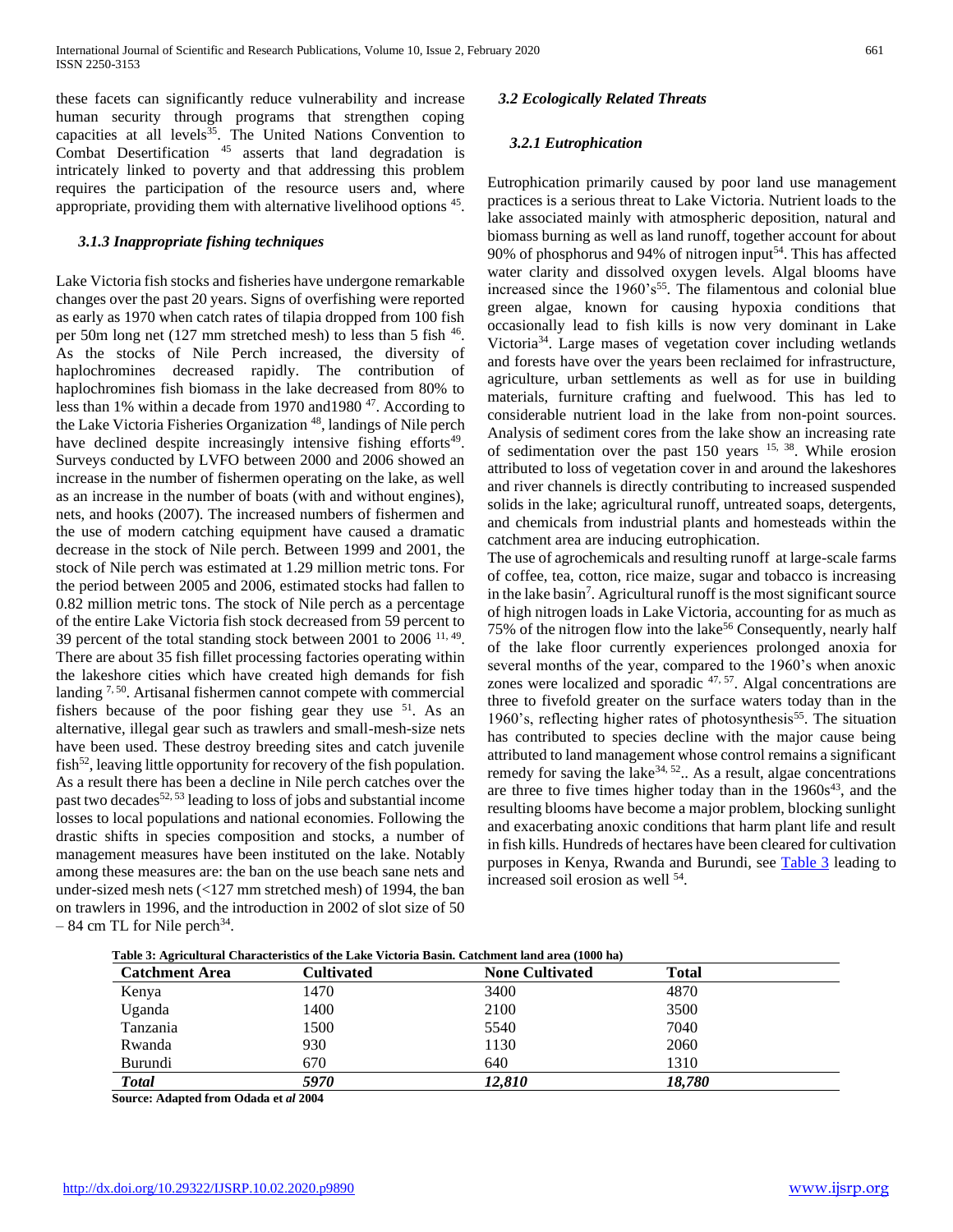these facets can significantly reduce vulnerability and increase human security through programs that strengthen coping capacities at all levels[35]. The United Nations Convention to Combat Desertification [45] asserts that land degradation is intricately linked to poverty and that addressing this problem requires the participation of the resource users and, where appropriate, providing them with alternative livelihood options [45].

#### *3.1.3 Inappropriate fishing techniques*

Lake Victoria fish stocks and fisheries have undergone remarkable changes over the past 20 years. Signs of overfishing were reported as early as 1970 when catch rates of tilapia dropped from 100 fish per 50m long net (127 mm stretched mesh) to less than 5 fish [46]. As the stocks of Nile Perch increased, the diversity of haplochromines decreased rapidly. The contribution of haplochromines fish biomass in the lake decreased from 80% to less than 1% within a decade from 1970 and1980 [47]. According to the Lake Victoria Fisheries Organization [48], landings of Nile perch have declined despite increasingly intensive fishing efforts[49]. Surveys conducted by LVFO between 2000 and 2006 showed an increase in the number of fishermen operating on the lake, as well as an increase in the number of boats (with and without engines), nets, and hooks (2007). The increased numbers of fishermen and the use of modern catching equipment have caused a dramatic decrease in the stock of Nile perch. Between 1999 and 2001, the stock of Nile perch was estimated at 1.29 million metric tons. For the period between 2005 and 2006, estimated stocks had fallen to 0.82 million metric tons. The stock of Nile perch as a percentage of the entire Lake Victoria fish stock decreased from 59 percent to 39 percent of the total standing stock between 2001 to 2006 [11, 49]. There are about 35 fish fillet processing factories operating within the lakeshore cities which have created high demands for fish landing [7, 50]. Artisanal fishermen cannot compete with commercial fishers because of the poor fishing gear they use [51]. As an alternative, illegal gear such as trawlers and small-mesh-size nets have been used. These destroy breeding sites and catch juvenile fish[52], leaving little opportunity for recovery of the fish population. As a result there has been a decline in Nile perch catches over the past two decades[52, 53] leading to loss of jobs and substantial income losses to local populations and national economies. Following the drastic shifts in species composition and stocks, a number of management measures have been instituted on the lake. Notably among these measures are: the ban on the use beach sane nets and under-sized mesh nets (<127 mm stretched mesh) of 1994, the ban on trawlers in 1996, and the introduction in 2002 of slot size of 50 – 84 cm TL for Nile perch[34].

### *3.2 Ecologically Related Threats*

#### *3.2.1 Eutrophication*

Eutrophication primarily caused by poor land use management practices is a serious threat to Lake Victoria. Nutrient loads to the lake associated mainly with atmospheric deposition, natural and biomass burning as well as land runoff, together account for about 90% of phosphorus and 94% of nitrogen input[54]. This has affected water clarity and dissolved oxygen levels. Algal blooms have increased since the 1960's[55]. The filamentous and colonial blue green algae, known for causing hypoxia conditions that occasionally lead to fish kills is now very dominant in Lake Victoria[34]. Large mases of vegetation cover including wetlands and forests have over the years been reclaimed for infrastructure, agriculture, urban settlements as well as for use in building materials, furniture crafting and fuelwood. This has led to considerable nutrient load in the lake from non-point sources. Analysis of sediment cores from the lake show an increasing rate of sedimentation over the past 150 years [15, 38]. While erosion attributed to loss of vegetation cover in and around the lakeshores and river channels is directly contributing to increased suspended solids in the lake; agricultural runoff, untreated soaps, detergents, and chemicals from industrial plants and homesteads within the catchment area are inducing eutrophication.

The use of agrochemicals and resulting runoff at large-scale farms of coffee, tea, cotton, rice maize, sugar and tobacco is increasing in the lake basin[7]. Agricultural runoff is the most significant source of high nitrogen loads in Lake Victoria, accounting for as much as 75% of the nitrogen flow into the lake[56] Consequently, nearly half of the lake floor currently experiences prolonged anoxia for several months of the year, compared to the 1960's when anoxic zones were localized and sporadic [47, 57]. Algal concentrations are three to fivefold greater on the surface waters today than in the 1960's, reflecting higher rates of photosynthesis[55]. The situation has contributed to species decline with the major cause being attributed to land management whose control remains a significant remedy for saving the lake[34, 52].. As a result, algae concentrations are three to five times higher today than in the 1960s[43], and the resulting blooms have become a major problem, blocking sunlight and exacerbating anoxic conditions that harm plant life and result in fish kills. Hundreds of hectares have been cleared for cultivation purposes in Kenya, Rwanda and Burundi, see Table 3 leading to increased soil erosion as well [54].

**Table 3: Agricultural Characteristics of the Lake Victoria Basin. Catchment land area (1000 ha)**

| Catchment Area | Cultivated | None Cultivated | Total |
|---|---|---|---|
| Kenya | 1470 | 3400 | 4870 |
| Uganda | 1400 | 2100 | 3500 |
| Tanzania | 1500 | 5540 | 7040 |
| Rwanda | 930 | 1130 | 2060 |
| Burundi | 670 | 640 | 1310 |
| ***Total*** | ***5970*** | ***12,810*** | ***18,780*** |

**Source: Adapted from Odada et *al* 2004**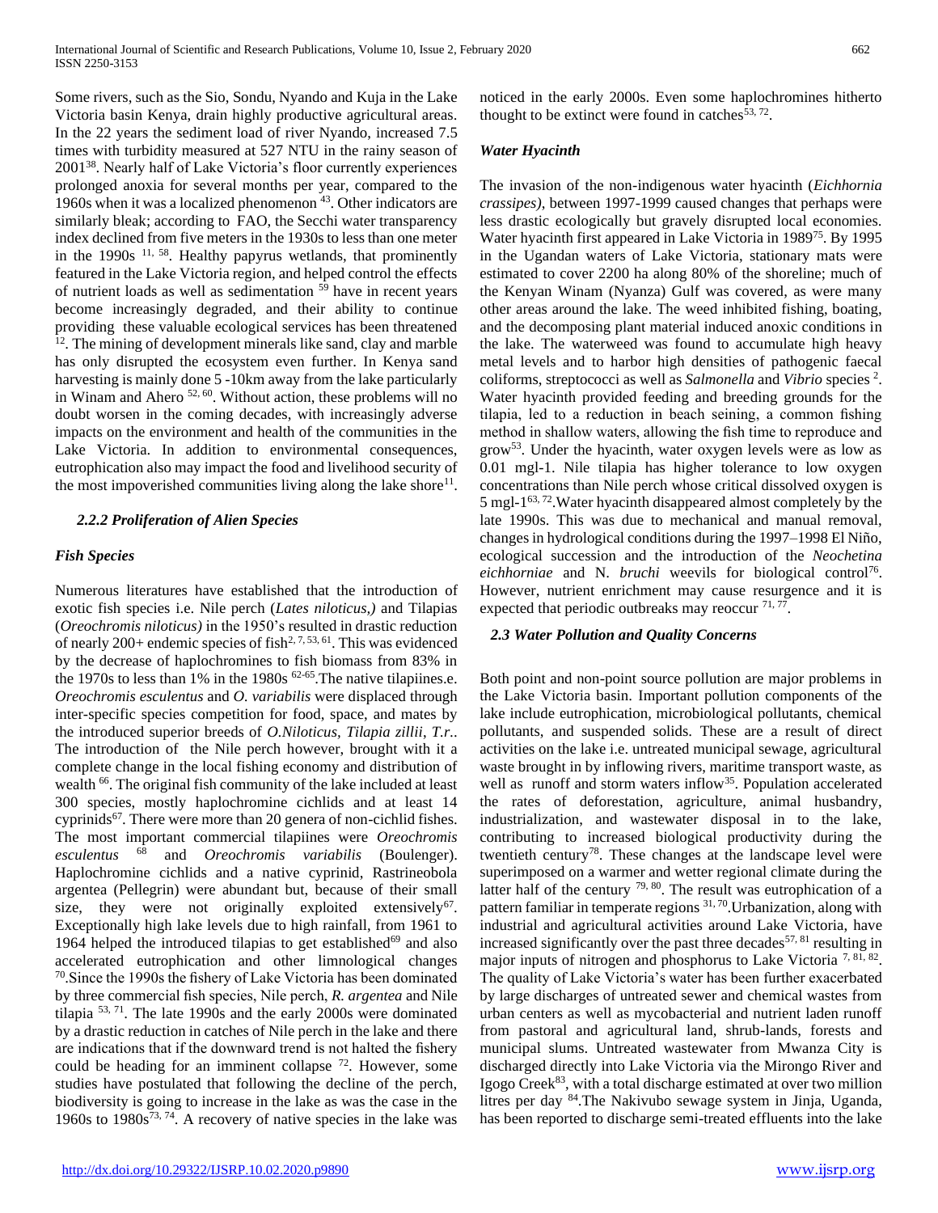Some rivers, such as the Sio, Sondu, Nyando and Kuja in the Lake Victoria basin Kenya, drain highly productive agricultural areas. In the 22 years the sediment load of river Nyando, increased 7.5 times with turbidity measured at 527 NTU in the rainy season of 2001[38]. Nearly half of Lake Victoria's floor currently experiences prolonged anoxia for several months per year, compared to the 1960s when it was a localized phenomenon [43]. Other indicators are similarly bleak; according to FAO, the Secchi water transparency index declined from five meters in the 1930s to less than one meter in the 1990s [11, 58]. Healthy papyrus wetlands, that prominently featured in the Lake Victoria region, and helped control the effects of nutrient loads as well as sedimentation [59] have in recent years become increasingly degraded, and their ability to continue providing these valuable ecological services has been threatened [12]. The mining of development minerals like sand, clay and marble has only disrupted the ecosystem even further. In Kenya sand harvesting is mainly done 5 -10km away from the lake particularly in Winam and Ahero [52, 60]. Without action, these problems will no doubt worsen in the coming decades, with increasingly adverse impacts on the environment and health of the communities in the Lake Victoria. In addition to environmental consequences, eutrophication also may impact the food and livelihood security of the most impoverished communities living along the lake shore[11].

### *2.2.2 Proliferation of Alien Species*

#### *Fish Species*

Numerous literatures have established that the introduction of exotic fish species i.e. Nile perch (*Lates niloticus,)* and Tilapias (*Oreochromis niloticus)* in the 1950's resulted in drastic reduction of nearly 200+ endemic species of fish[2, 7, 53, 61]. This was evidenced by the decrease of haplochromines from fish biomass from 83% in the 1970s to less than 1% in the 1980s [62-65].The native tilapiines.e. *Oreochromis esculentus* and *O. variabilis* were displaced through inter-specific species competition for food, space, and mates by the introduced superior breeds of *O.Niloticus, Tilapia zillii, T.r.*. The introduction of the Nile perch however, brought with it a complete change in the local fishing economy and distribution of wealth [66]. The original fish community of the lake included at least 300 species, mostly haplochromine cichlids and at least 14 cyprinids[67]. There were more than 20 genera of non-cichlid fishes. The most important commercial tilapiines were *Oreochromis esculentus* [68] and *Oreochromis variabilis* (Boulenger). Haplochromine cichlids and a native cyprinid, Rastrineobola argentea (Pellegrin) were abundant but, because of their small size, they were not originally exploited extensively[67]. Exceptionally high lake levels due to high rainfall, from 1961 to 1964 helped the introduced tilapias to get established[69] and also accelerated eutrophication and other limnological changes [70].Since the 1990s the fishery of Lake Victoria has been dominated by three commercial fish species, Nile perch, *R. argentea* and Nile tilapia [53, 71]. The late 1990s and the early 2000s were dominated by a drastic reduction in catches of Nile perch in the lake and there are indications that if the downward trend is not halted the fishery could be heading for an imminent collapse [72]. However, some studies have postulated that following the decline of the perch, biodiversity is going to increase in the lake as was the case in the 1960s to 1980s[73, 74]. A recovery of native species in the lake was noticed in the early 2000s. Even some haplochromines hitherto thought to be extinct were found in catches[53, 72].

#### *Water Hyacinth*

The invasion of the non-indigenous water hyacinth (*Eichhornia crassipes)*, between 1997-1999 caused changes that perhaps were less drastic ecologically but gravely disrupted local economies. Water hyacinth first appeared in Lake Victoria in 1989[75]. By 1995 in the Ugandan waters of Lake Victoria, stationary mats were estimated to cover 2200 ha along 80% of the shoreline; much of the Kenyan Winam (Nyanza) Gulf was covered, as were many other areas around the lake. The weed inhibited fishing, boating, and the decomposing plant material induced anoxic conditions in the lake. The waterweed was found to accumulate high heavy metal levels and to harbor high densities of pathogenic faecal coliforms, streptococci as well as *Salmonella* and *Vibrio* species [2]. Water hyacinth provided feeding and breeding grounds for the tilapia, led to a reduction in beach seining, a common fishing method in shallow waters, allowing the fish time to reproduce and grow[53]. Under the hyacinth, water oxygen levels were as low as 0.01 mgl-1. Nile tilapia has higher tolerance to low oxygen concentrations than Nile perch whose critical dissolved oxygen is 5 mgl-1[63, 72].Water hyacinth disappeared almost completely by the late 1990s. This was due to mechanical and manual removal, changes in hydrological conditions during the 1997–1998 El Niño, ecological succession and the introduction of the *Neochetina eichhorniae* and N. *bruchi* weevils for biological control[76]. However, nutrient enrichment may cause resurgence and it is expected that periodic outbreaks may reoccur [71, 77].

### *2.3 Water Pollution and Quality Concerns*

Both point and non-point source pollution are major problems in the Lake Victoria basin. Important pollution components of the lake include eutrophication, microbiological pollutants, chemical pollutants, and suspended solids. These are a result of direct activities on the lake i.e. untreated municipal sewage, agricultural waste brought in by inflowing rivers, maritime transport waste, as well as runoff and storm waters inflow[35]. Population accelerated the rates of deforestation, agriculture, animal husbandry, industrialization, and wastewater disposal in to the lake, contributing to increased biological productivity during the twentieth century[78]. These changes at the landscape level were superimposed on a warmer and wetter regional climate during the latter half of the century [79, 80]. The result was eutrophication of a pattern familiar in temperate regions [31, 70].Urbanization, along with industrial and agricultural activities around Lake Victoria, have increased significantly over the past three decades[57, 81] resulting in major inputs of nitrogen and phosphorus to Lake Victoria [7, 81, 82]. The quality of Lake Victoria's water has been further exacerbated by large discharges of untreated sewer and chemical wastes from urban centers as well as mycobacterial and nutrient laden runoff from pastoral and agricultural land, shrub-lands, forests and municipal slums. Untreated wastewater from Mwanza City is discharged directly into Lake Victoria via the Mirongo River and Igogo Creek[83], with a total discharge estimated at over two million litres per day [84].The Nakivubo sewage system in Jinja, Uganda, has been reported to discharge semi-treated effluents into the lake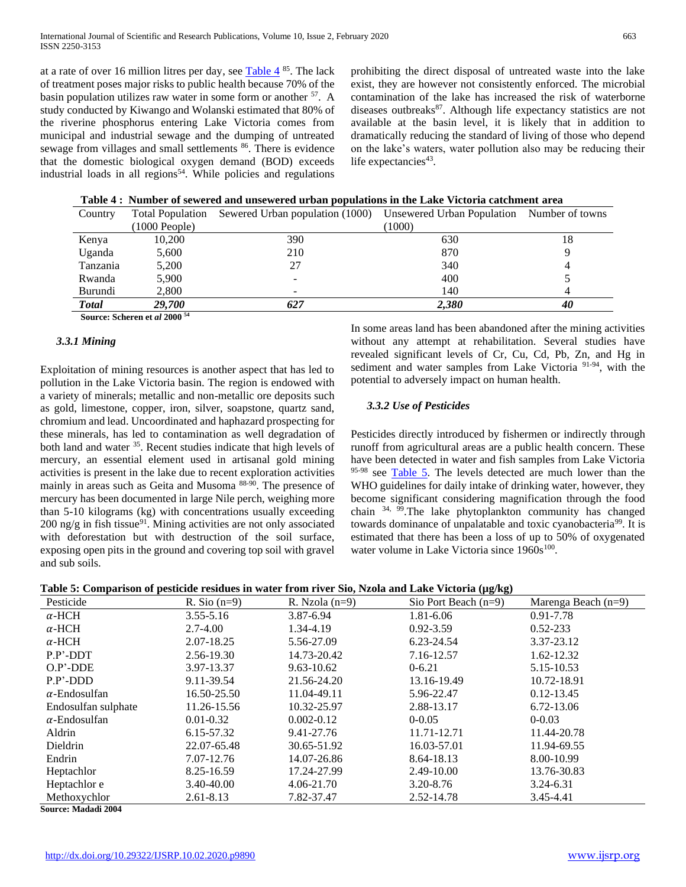at a rate of over 16 million litres per day, see Table 4 [85]. The lack of treatment poses major risks to public health because 70% of the basin population utilizes raw water in some form or another [57]. A study conducted by Kiwango and Wolanski estimated that 80% of the riverine phosphorus entering Lake Victoria comes from municipal and industrial sewage and the dumping of untreated sewage from villages and small settlements [86]. There is evidence that the domestic biological oxygen demand (BOD) exceeds industrial loads in all regions[54]. While policies and regulations prohibiting the direct disposal of untreated waste into the lake exist, they are however not consistently enforced. The microbial contamination of the lake has increased the risk of waterborne diseases outbreaks[87]. Although life expectancy statistics are not available at the basin level, it is likely that in addition to dramatically reducing the standard of living of those who depend on the lake's waters, water pollution also may be reducing their life expectancies[43].

**Table 4 : Number of sewered and unsewered urban populations in the Lake Victoria catchment area**

| Country | Total Population (1000 People) | Sewered Urban population (1000) | Unsewered Urban Population (1000) | Number of towns |
|---|---|---|---|---|
| Kenya | 10,200 | 390 | 630 | 18 |
| Uganda | 5,600 | 210 | 870 | 9 |
| Tanzania | 5,200 | 27 | 340 | 4 |
| Rwanda | 5,900 | - | 400 | 5 |
| Burundi | 2,800 | - | 140 | 4 |
| ***Total*** | ***29,700*** | ***627*** | ***2,380*** | ***40*** |

**Source: Scheren et *al* 2000 [54]**

### *3.3.1 Mining*

Exploitation of mining resources is another aspect that has led to pollution in the Lake Victoria basin. The region is endowed with a variety of minerals; metallic and non-metallic ore deposits such as gold, limestone, copper, iron, silver, soapstone, quartz sand, chromium and lead. Uncoordinated and haphazard prospecting for these minerals, has led to contamination as well degradation of both land and water [35]. Recent studies indicate that high levels of mercury, an essential element used in artisanal gold mining activities is present in the lake due to recent exploration activities mainly in areas such as Geita and Musoma [88-90]. The presence of mercury has been documented in large Nile perch, weighing more than 5-10 kilograms (kg) with concentrations usually exceeding 200 ng/g in fish tissue[91]. Mining activities are not only associated with deforestation but with destruction of the soil surface, exposing open pits in the ground and covering top soil with gravel and sub soils. In some areas land has been abandoned after the mining activities without any attempt at rehabilitation. Several studies have revealed significant levels of Cr, Cu, Cd, Pb, Zn, and Hg in sediment and water samples from Lake Victoria [91-94], with the potential to adversely impact on human health.

### *3.3.2 Use of Pesticides*

Pesticides directly introduced by fishermen or indirectly through runoff from agricultural areas are a public health concern. These have been detected in water and fish samples from Lake Victoria [95-98] see Table 5. The levels detected are much lower than the WHO guidelines for daily intake of drinking water, however, they become significant considering magnification through the food chain [34, 99]. The lake phytoplankton community has changed towards dominance of unpalatable and toxic cyanobacteria[99]. It is estimated that there has been a loss of up to 50% of oxygenated water volume in Lake Victoria since 1960s[100].

**Table 5: Comparison of pesticide residues in water from river Sio, Nzola and Lake Victoria (μg/kg)**

| Pesticide | R. Sio (n=9) | R. Nzola (n=9) | Sio Port Beach (n=9) | Marenga Beach (n=9) |
|---|---|---|---|---|
| $\alpha$-HCH | 3.55-5.16 | 3.87-6.94 | 1.81-6.06 | 0.91-7.78 |
| $\alpha$-HCH | 2.7-4.00 | 1.34-4.19 | 0.92-3.59 | 0.52-233 |
| $\alpha$-HCH | 2.07-18.25 | 5.56-27.09 | 6.23-24.54 | 3.37-23.12 |
| P.P'-DDT | 2.56-19.30 | 14.73-20.42 | 7.16-12.57 | 1.62-12.32 |
| O.P'-DDE | 3.97-13.37 | 9.63-10.62 | 0-6.21 | 5.15-10.53 |
| P.P'-DDD | 9.11-39.54 | 21.56-24.20 | 13.16-19.49 | 10.72-18.91 |
| $\alpha$-Endosulfan | 16.50-25.50 | 11.04-49.11 | 5.96-22.47 | 0.12-13.45 |
| Endosulfan sulphate | 11.26-15.56 | 10.32-25.97 | 2.88-13.17 | 6.72-13.06 |
| $\alpha$-Endosulfan | 0.01-0.32 | 0.002-0.12 | 0-0.05 | 0-0.03 |
| Aldrin | 6.15-57.32 | 9.41-27.76 | 11.71-12.71 | 11.44-20.78 |
| Dieldrin | 22.07-65.48 | 30.65-51.92 | 16.03-57.01 | 11.94-69.55 |
| Endrin | 7.07-12.76 | 14.07-26.86 | 8.64-18.13 | 8.00-10.99 |
| Heptachlor | 8.25-16.59 | 17.24-27.99 | 2.49-10.00 | 13.76-30.83 |
| Heptachlor e | 3.40-40.00 | 4.06-21.70 | 3.20-8.76 | 3.24-6.31 |
| Methoxychlor | 2.61-8.13 | 7.82-37.47 | 2.52-14.78 | 3.45-4.41 |

**Source: Madadi 2004**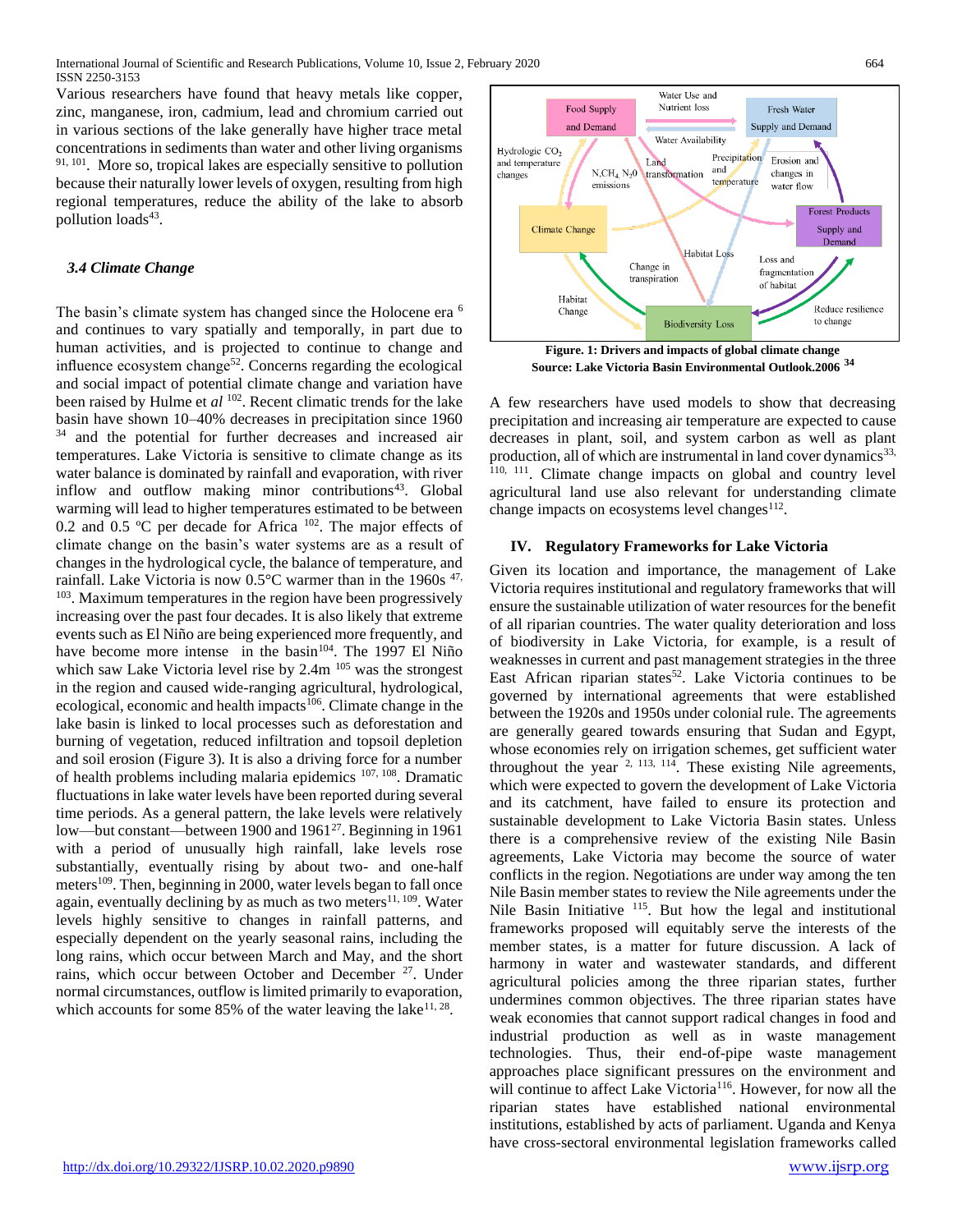Various researchers have found that heavy metals like copper, zinc, manganese, iron, cadmium, lead and chromium carried out in various sections of the lake generally have higher trace metal concentrations in sediments than water and other living organisms [91, 101]. More so, tropical lakes are especially sensitive to pollution because their naturally lower levels of oxygen, resulting from high regional temperatures, reduce the ability of the lake to absorb pollution loads[43].

### 3.4 Climate Change

The basin's climate system has changed since the Holocene era [6] and continues to vary spatially and temporally, in part due to human activities, and is projected to continue to change and influence ecosystem change[52]. Concerns regarding the ecological and social impact of potential climate change and variation have been raised by Hulme et *al* [102]. Recent climatic trends for the lake basin have shown 10–40% decreases in precipitation since 1960 [34] and the potential for further decreases and increased air temperatures. Lake Victoria is sensitive to climate change as its water balance is dominated by rainfall and evaporation, with river inflow and outflow making minor contributions[43]. Global warming will lead to higher temperatures estimated to be between 0.2 and 0.5 ºC per decade for Africa [102]. The major effects of climate change on the basin's water systems are as a result of changes in the hydrological cycle, the balance of temperature, and rainfall. Lake Victoria is now 0.5°C warmer than in the 1960s [47, 103]. Maximum temperatures in the region have been progressively increasing over the past four decades. It is also likely that extreme events such as El Niño are being experienced more frequently, and have become more intense in the basin[104]. The 1997 El Niño which saw Lake Victoria level rise by 2.4m [105] was the strongest in the region and caused wide-ranging agricultural, hydrological, ecological, economic and health impacts[106]. Climate change in the lake basin is linked to local processes such as deforestation and burning of vegetation, reduced infiltration and topsoil depletion and soil erosion (Figure 3). It is also a driving force for a number of health problems including malaria epidemics [107, 108]. Dramatic fluctuations in lake water levels have been reported during several time periods. As a general pattern, the lake levels were relatively low—but constant—between 1900 and 1961[27]. Beginning in 1961 with a period of unusually high rainfall, lake levels rose substantially, eventually rising by about two- and one-half meters[109]. Then, beginning in 2000, water levels began to fall once again, eventually declining by as much as two meters[11, 109]. Water levels highly sensitive to changes in rainfall patterns, and especially dependent on the yearly seasonal rains, including the long rains, which occur between March and May, and the short rains, which occur between October and December [27]. Under normal circumstances, outflow is limited primarily to evaporation, which accounts for some 85% of the water leaving the lake[11, 28].

**Figure. 1: Drivers and impacts of global climate change**
**Source: Lake Victoria Basin Environmental Outlook.2006 [34]**

A few researchers have used models to show that decreasing precipitation and increasing air temperature are expected to cause decreases in plant, soil, and system carbon as well as plant production, all of which are instrumental in land cover dynamics[33, 110, 111]. Climate change impacts on global and country level agricultural land use also relevant for understanding climate change impacts on ecosystems level changes[112].

## IV. Regulatory Frameworks for Lake Victoria

Given its location and importance, the management of Lake Victoria requires institutional and regulatory frameworks that will ensure the sustainable utilization of water resources for the benefit of all riparian countries. The water quality deterioration and loss of biodiversity in Lake Victoria, for example, is a result of weaknesses in current and past management strategies in the three East African riparian states[52]. Lake Victoria continues to be governed by international agreements that were established between the 1920s and 1950s under colonial rule. The agreements are generally geared towards ensuring that Sudan and Egypt, whose economies rely on irrigation schemes, get sufficient water throughout the year [2, 113, 114]. These existing Nile agreements, which were expected to govern the development of Lake Victoria and its catchment, have failed to ensure its protection and sustainable development to Lake Victoria Basin states. Unless there is a comprehensive review of the existing Nile Basin agreements, Lake Victoria may become the source of water conflicts in the region. Negotiations are under way among the ten Nile Basin member states to review the Nile agreements under the Nile Basin Initiative [115]. But how the legal and institutional frameworks proposed will equitably serve the interests of the member states, is a matter for future discussion. A lack of harmony in water and wastewater standards, and different agricultural policies among the three riparian states, further undermines common objectives. The three riparian states have weak economies that cannot support radical changes in food and industrial production as well as in waste management technologies. Thus, their end-of-pipe waste management approaches place significant pressures on the environment and will continue to affect Lake Victoria[116]. However, for now all the riparian states have established national environmental institutions, established by acts of parliament. Uganda and Kenya have cross-sectoral environmental legislation frameworks called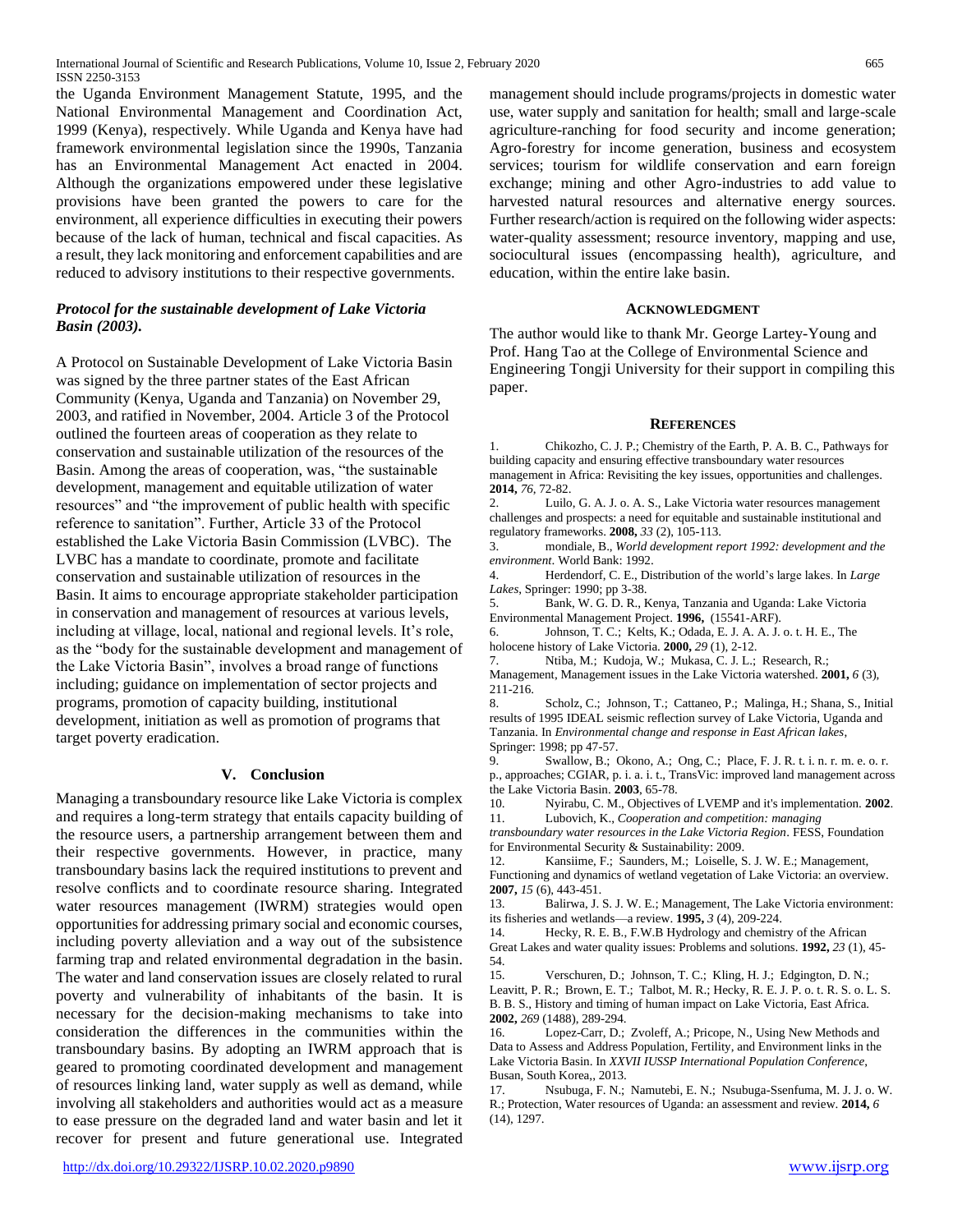the Uganda Environment Management Statute, 1995, and the National Environmental Management and Coordination Act, 1999 (Kenya), respectively. While Uganda and Kenya have had framework environmental legislation since the 1990s, Tanzania has an Environmental Management Act enacted in 2004. Although the organizations empowered under these legislative provisions have been granted the powers to care for the environment, all experience difficulties in executing their powers because of the lack of human, technical and fiscal capacities. As a result, they lack monitoring and enforcement capabilities and are reduced to advisory institutions to their respective governments.

### *Protocol for the sustainable development of Lake Victoria Basin (2003).*

A Protocol on Sustainable Development of Lake Victoria Basin was signed by the three partner states of the East African Community (Kenya, Uganda and Tanzania) on November 29, 2003, and ratified in November, 2004. Article 3 of the Protocol outlined the fourteen areas of cooperation as they relate to conservation and sustainable utilization of the resources of the Basin. Among the areas of cooperation, was, "the sustainable development, management and equitable utilization of water resources" and "the improvement of public health with specific reference to sanitation". Further, Article 33 of the Protocol established the Lake Victoria Basin Commission (LVBC). The LVBC has a mandate to coordinate, promote and facilitate conservation and sustainable utilization of resources in the Basin. It aims to encourage appropriate stakeholder participation in conservation and management of resources at various levels, including at village, local, national and regional levels. It's role, as the "body for the sustainable development and management of the Lake Victoria Basin", involves a broad range of functions including; guidance on implementation of sector projects and programs, promotion of capacity building, institutional development, initiation as well as promotion of programs that target poverty eradication.

## V. Conclusion

Managing a transboundary resource like Lake Victoria is complex and requires a long-term strategy that entails capacity building of the resource users, a partnership arrangement between them and their respective governments. However, in practice, many transboundary basins lack the required institutions to prevent and resolve conflicts and to coordinate resource sharing. Integrated water resources management (IWRM) strategies would open opportunities for addressing primary social and economic courses, including poverty alleviation and a way out of the subsistence farming trap and related environmental degradation in the basin. The water and land conservation issues are closely related to rural poverty and vulnerability of inhabitants of the basin. It is necessary for the decision-making mechanisms to take into consideration the differences in the communities within the transboundary basins. By adopting an IWRM approach that is geared to promoting coordinated development and management of resources linking land, water supply as well as demand, while involving all stakeholders and authorities would act as a measure to ease pressure on the degraded land and water basin and let it recover for present and future generational use. Integrated management should include programs/projects in domestic water use, water supply and sanitation for health; small and large-scale agriculture-ranching for food security and income generation; Agro-forestry for income generation, business and ecosystem services; tourism for wildlife conservation and earn foreign exchange; mining and other Agro-industries to add value to harvested natural resources and alternative energy sources. Further research/action is required on the following wider aspects: water-quality assessment; resource inventory, mapping and use, sociocultural issues (encompassing health), agriculture, and education, within the entire lake basin.

## Acknowledgment

The author would like to thank Mr. George Lartey-Young and Prof. Hang Tao at the College of Environmental Science and Engineering Tongji University for their support in compiling this paper.

## References

1. Chikozho, C. J. P.; Chemistry of the Earth, P. A. B. C., Pathways for building capacity and ensuring effective transboundary water resources management in Africa: Revisiting the key issues, opportunities and challenges. **2014,** *76*, 72-82.
2. Luilo, G. A. J. o. A. S., Lake Victoria water resources management challenges and prospects: a need for equitable and sustainable institutional and regulatory frameworks. **2008,** *33* (2), 105-113.
3. mondiale, B., *World development report 1992: development and the environment*. World Bank: 1992.
4. Herdendorf, C. E., Distribution of the world's large lakes. In *Large Lakes*, Springer: 1990; pp 3-38.
5. Bank, W. G. D. R., Kenya, Tanzania and Uganda: Lake Victoria Environmental Management Project. **1996,** (15541-ARF).
6. Johnson, T. C.; Kelts, K.; Odada, E. J. A. A. J. o. t. H. E., The holocene history of Lake Victoria. **2000,** *29* (1), 2-12.
7. Ntiba, M.; Kudoja, W.; Mukasa, C. J. L.; Research, R.; Management, Management issues in the Lake Victoria watershed. **2001,** *6* (3), 211-216.
8. Scholz, C.; Johnson, T.; Cattaneo, P.; Malinga, H.; Shana, S., Initial results of 1995 IDEAL seismic reflection survey of Lake Victoria, Uganda and Tanzania. In *Environmental change and response in East African lakes*, Springer: 1998; pp 47-57.
9. Swallow, B.; Okono, A.; Ong, C.; Place, F. J. R. t. i. n. r. m. e. o. r. p., approaches; CGIAR, p. i. a. i. t., TransVic: improved land management across the Lake Victoria Basin. **2003**, 65-78.
10. Nyirabu, C. M., Objectives of LVEMP and it's implementation. **2002**.
11. Lubovich, K., *Cooperation and competition: managing transboundary water resources in the Lake Victoria Region*. FESS, Foundation for Environmental Security & Sustainability: 2009.
12. Kansiime, F.; Saunders, M.; Loiselle, S. J. W. E.; Management, Functioning and dynamics of wetland vegetation of Lake Victoria: an overview. **2007,** *15* (6), 443-451.
13. Balirwa, J. S. J. W. E.; Management, The Lake Victoria environment: its fisheries and wetlands—a review. **1995,** *3* (4), 209-224.
14. Hecky, R. E. B., F.W.B Hydrology and chemistry of the African Great Lakes and water quality issues: Problems and solutions. **1992,** *23* (1), 45-54.
15. Verschuren, D.; Johnson, T. C.; Kling, H. J.; Edgington, D. N.; Leavitt, P. R.; Brown, E. T.; Talbot, M. R.; Hecky, R. E. J. P. o. t. R. S. o. L. S. B. B. S., History and timing of human impact on Lake Victoria, East Africa. **2002,** *269* (1488), 289-294.
16. Lopez-Carr, D.; Zvoleff, A.; Pricope, N., Using New Methods and Data to Assess and Address Population, Fertility, and Environment links in the Lake Victoria Basin. In *XXVII IUSSP International Population Conference*, Busan, South Korea,, 2013.
17. Nsubuga, F. N.; Namutebi, E. N.; Nsubuga-Ssenfuma, M. J. J. o. W. R.; Protection, Water resources of Uganda: an assessment and review. **2014,** *6* (14), 1297.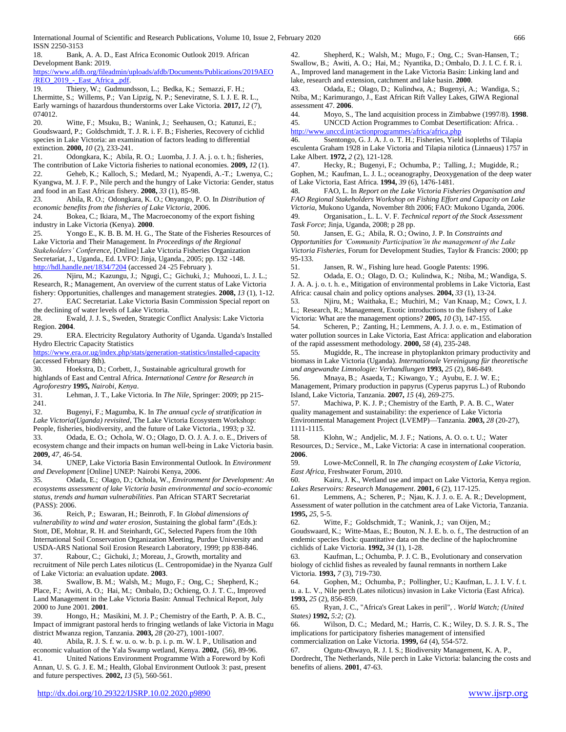18. Bank, A. A. D., East Africa Economic Outlook 2019. African Development Bank: 2019. https://www.afdb.org/fileadmin/uploads/afdb/Documents/Publications/2019AEO/REO_2019_-_East_Africa_.pdf.

19. Thiery, W.; Gudmundsson, L.; Bedka, K.; Semazzi, F. H.; Lhermitte, S.; Willems, P.; Van Lipzig, N. P.; Seneviratne, S. I. J. E. R. L., Early warnings of hazardous thunderstorms over Lake Victoria. **2017,** *12* (7), 074012.

20. Witte, F.; Msuku, B.; Wanink, J.; Seehausen, O.; Katunzi, E.; Goudswaard, P.; Goldschmidt, T. J. R. i. F. B.; Fisheries, Recovery of cichlid species in Lake Victoria: an examination of factors leading to differential extinction. **2000,** *10* (2), 233-241.

21. Odongkara, K.; Abila, R. O.; Luomba, J. J. A. j. o. t. h.; fisheries, The contribution of Lake Victoria fisheries to national economies. **2009,** *12* (1).

22. Geheb, K.; Kalloch, S.; Medard, M.; Nyapendi, A.-T.; Lwenya, C.; Kyangwa, M. J. F. P., Nile perch and the hungry of Lake Victoria: Gender, status and food in an East African fishery. **2008,** *33* (1), 85-98.

23. Abila, R. O.; Odongkara, K. O.; Onyango, P. O. In *Distribution of economic benefits from the fisheries of Lake Victoria*, 2006.

24. Bokea, C.; Ikiara, M., The Macroeconomy of the export fishing industry in Lake Victoria (Kenya). **2000**.

25. Yongo E., K. B. B. M. H. G., The State of the Fisheries Resources of Lake Victoria and Their Management. In *Proceedings of the Regional Stakeholders' Conference*, [Online] Lake Victoria Fisheries Organization Secretariat, J., Uganda., Ed. LVFO: Jinja, Uganda., 2005; pp. 132 -148. http://hdl.handle.net/1834/7204 (accessed 24 -25 February ).

26. Njiru, M.; Kazungu, J.; Ngugi, C.; Gichuki, J.; Muhoozi, L. J. L.; Research, R.; Management, An overview of the current status of Lake Victoria fishery: Opportunities, challenges and management strategies. **2008,** *13* (1), 1-12.

27. EAC Secretariat. Lake Victoria Basin Commission Special report on the declining of water levels of Lake Victoria.

28. Ewald, J. J. S., Sweden, Strategic Conflict Analysis: Lake Victoria Region. **2004**.

29. ERA. Electricity Regulatory Authority of Uganda. Uganda's Installed Hydro Electric Capacity Statistics https://www.era.or.ug/index.php/stats/generation-statistics/installed-capacity (accessed February 8th).

30. Hoekstra, D.; Corbett, J., Sustainable agricultural growth for highlands of East and Central Africa. *International Centre for Research in Agroforestry* **1995,** *Nairobi, Kenya*.

31. Lehman, J. T., Lake Victoria. In *The Nile*, Springer: 2009; pp 215-241.

32. Bugenyi, F.; Magumba, K. In *The annual cycle of stratification in Lake Victoria(Uganda) revisited*, The Lake Victoria Ecosystem Workshop: People, fisheries, biodiversity, and the future of Lake Victoria., 1993; p 32.

33. Odada, E. O.; Ochola, W. O.; Olago, D. O. J. A. J. o. E., Drivers of ecosystem change and their impacts on human well-being in Lake Victoria basin. **2009,** *47*, 46-54.

34. UNEP, Lake Victoria Basin Environmental Outlook. In *Environment and Development* [Online] UNEP: Nairobi Kenya, 2006.

35. Odada, E.; Olago, D.; Ochola, W., *Environment for Development: An ecosystems assessment of lake Victoria basin environmental and socio-economic status, trends and human vulnerabilities*. Pan African START Secretariat (PASS): 2006.

36. Reich, P.; Eswaran, H.; Beinroth, F. In *Global dimensions of vulnerability to wind and water erosion*, Sustaining the global farm".(Eds.): Stott, DE, Mohtar, R. H. and Steinhardt, GC, Selected Papers from the 10th International Soil Conservation Organization Meeting, Purdue University and USDA-ARS National Soil Erosion Research Laboratory, 1999; pp 838-846.

37. Rabour, C.; Gichuki, J.; Moreau, J., Growth, mortality and recruitment of Nile perch Lates niloticus (L. Centropomidae) in the Nyanza Gulf of Lake Victoria: an evaluation update. **2003**.

38. Swallow, B. M.; Walsh, M.; Mugo, F.; Ong, C.; Shepherd, K.; Place, F.; Awiti, A. O.; Hai, M.; Ombalo, D.; Ochieng, O. J. T. C., Improved Land Management in the Lake Victoria Basin: Annual Technical Report, July 2000 to June 2001. **2001**.

39. Hongo, H.; Masikini, M. J. P.; Chemistry of the Earth, P. A. B. C., Impact of immigrant pastoral herds to fringing wetlands of lake Victoria in Magu district Mwanza region, Tanzania. **2003,** *28* (20-27), 1001-1007.

40. Abila, R. J. S. f. w. u. o. w. b. p. i. p. m. W. I. P., Utilisation and economic valuation of the Yala Swamp wetland, Kenya. **2002,** (56), 89-96.

41. United Nations Environment Programme With a Foreword by Kofi Annan, U. S. G. J. E. M.; Health, Global Environment Outlook 3: past, present and future perspectives. **2002,** *13* (5), 560-561.

42. Shepherd, K.; Walsh, M.; Mugo, F.; Ong, C.; Svan-Hansen, T.; Swallow, B.; Awiti, A. O.; Hai, M.; Nyantika, D.; Ombalo, D. J. I. C. f. R. i. A., Improved land management in the Lake Victoria Basin: Linking land and lake, research and extension, catchment and lake basin. **2000**.

43. Odada, E.; Olago, D.; Kulindwa, A.; Bugenyi, A.; Wandiga, S.; Ntiba, M.; Karimurango, J., East African Rift Valley Lakes, GIWA Regional assessment 47. **2006**.

44. Moyo, S., The land acquisition process in Zimbabwe (1997/8). **1998**.

45. UNCCD Action Programmes to Combat Desertification: Africa. . http://www.unccd.int/actionprogrammes/africa/africa.php

46. Ssentongo, G. J. A. J. o. T. H.; Fisheries, Yield isopleths of Tilapia esculenta Graham 1928 in Lake Victoria and Tilapia nilotica (Linnaeus) 1757 in Lake Albert. **1972,** *2* (2), 121-128.

47. Hecky, R.; Bugenyi, F.; Ochumba, P.; Talling, J.; Mugidde, R.; Gophen, M.; Kaufman, L. J. L.; oceanography, Deoxygenation of the deep water of Lake Victoria, East Africa. **1994,** *39* (6), 1476-1481.

48. FAO, L. In *Report on the Lake Victoria Fisheries Organisation and FAO Regional Stakeholders Workshop on Fishing Effort and Capacity on Lake Victoria*, Mukono Uganda, November 8th 2006; FAO: Mukono Uganda, 2006.

49. Organisation., L. L. V. F. *Technical report of the Stock Assessment Task Force*; Jinja, Uganda, 2008; p 28 pp.

50. Jansen, E. G.; Abila, R. O.; Owino, J. P. In *Constraints and Opportunities for 'Community Participation'in the management of the Lake Victoria Fisheries*, Forum for Development Studies, Taylor & Francis: 2000; pp 95-133.

51. Jansen, R. W., Fishing lure head. Google Patents: 1996.

52. Odada, E. O.; Olago, D. O.; Kulindwa, K.; Ntiba, M.; Wandiga, S. J. A. A. j. o. t. h. e., Mitigation of environmental problems in Lake Victoria, East Africa: causal chain and policy options analyses. **2004,** *33* (1), 13-24.

53. Njiru, M.; Waithaka, E.; Muchiri, M.; Van Knaap, M.; Cowx, I. J. L.; Research, R.; Management, Exotic introductions to the fishery of Lake Victoria: What are the management options? **2005,** *10* (3), 147-155.

54. Scheren, P.; Zanting, H.; Lemmens, A. J. J. o. e. m., Estimation of water pollution sources in Lake Victoria, East Africa: application and elaboration of the rapid assessment methodology. **2000,** *58* (4), 235-248.

55. Mugidde, R., The increase in phytoplankton primary productivity and biomass in Lake Victoria (Uganda). *Internationale Vereinigung für theoretische und angewandte Limnologie: Verhandlungen* **1993,** *25* (2), 846-849.

56. Mnaya, B.; Asaeda, T.; Kiwango, Y.; Ayubu, E. J. W. E.; Management, Primary production in papyrus (Cyperus papyrus L.) of Rubondo Island, Lake Victoria, Tanzania. **2007,** *15* (4), 269-275.

57. Machiwa, P. K. J. P.; Chemistry of the Earth, P. A. B. C., Water quality management and sustainability: the experience of Lake Victoria Environmental Management Project (LVEMP)—Tanzania. **2003,** *28* (20-27), 1111-1115.

58. Klohn, W.; Andjelic, M. J. F.; Nations, A. O. o. t. U.; Water Resources, D.; Service., M., Lake Victoria: A case in international cooperation. **2006**.

59. Lowe-McConnell, R. In *The changing ecosystem of Lake Victoria, East Africa*, Freshwater Forum, 2010.

60. Kairu, J. K., Wetland use and impact on Lake Victoria, Kenya region. *Lakes Reservoirs: Research Management*. **2001,** *6* (2), 117-125.

61. Lemmens, A.; Scheren, P.; Njau, K. J. J. o. E. A. R.; Development, Assessment of water pollution in the catchment area of Lake Victoria, Tanzania. **1995,** *25*, 5-5.

62. Witte, F.; Goldschmidt, T.; Wanink, J.; van Oijen, M.; Goudswaard, K.; Witte-Maas, E.; Bouton, N. J. E. b. o. f., The destruction of an endemic species flock: quantitative data on the decline of the haplochromine cichlids of Lake Victoria. **1992,** *34* (1), 1-28.

63. Kaufman, L.; Ochumba, P. J. C. B., Evolutionary and conservation biology of cichlid fishes as revealed by faunal remnants in northern Lake Victoria. **1993,** *7* (3), 719-730.

64. Gophen, M.; Ochumba, P.; Pollingher, U.; Kaufman, L. J. I. V. f. t. u. a. L. V., Nile perch (Lates niloticus) invasion in Lake Victoria (East Africa). **1993,** *25* (2), 856-859.

65. Ryan, J. C., "Africa's Great Lakes in peril", . *World Watch; (United States)* **1992,** *5:2;* (2).

66. Wilson, D. C.; Medard, M.; Harris, C. K.; Wiley, D. S. J. R. S., The implications for participatory fisheries management of intensified commercialization on Lake Victoria. **1999,** *64* (4), 554-572.

67. Ogutu-Ohwayo, R. J. I. S.; Biodiversity Management, K. A. P., Dordrecht, The Netherlands, Nile perch in Lake Victoria: balancing the costs and benefits of aliens. **2001**, 47-63.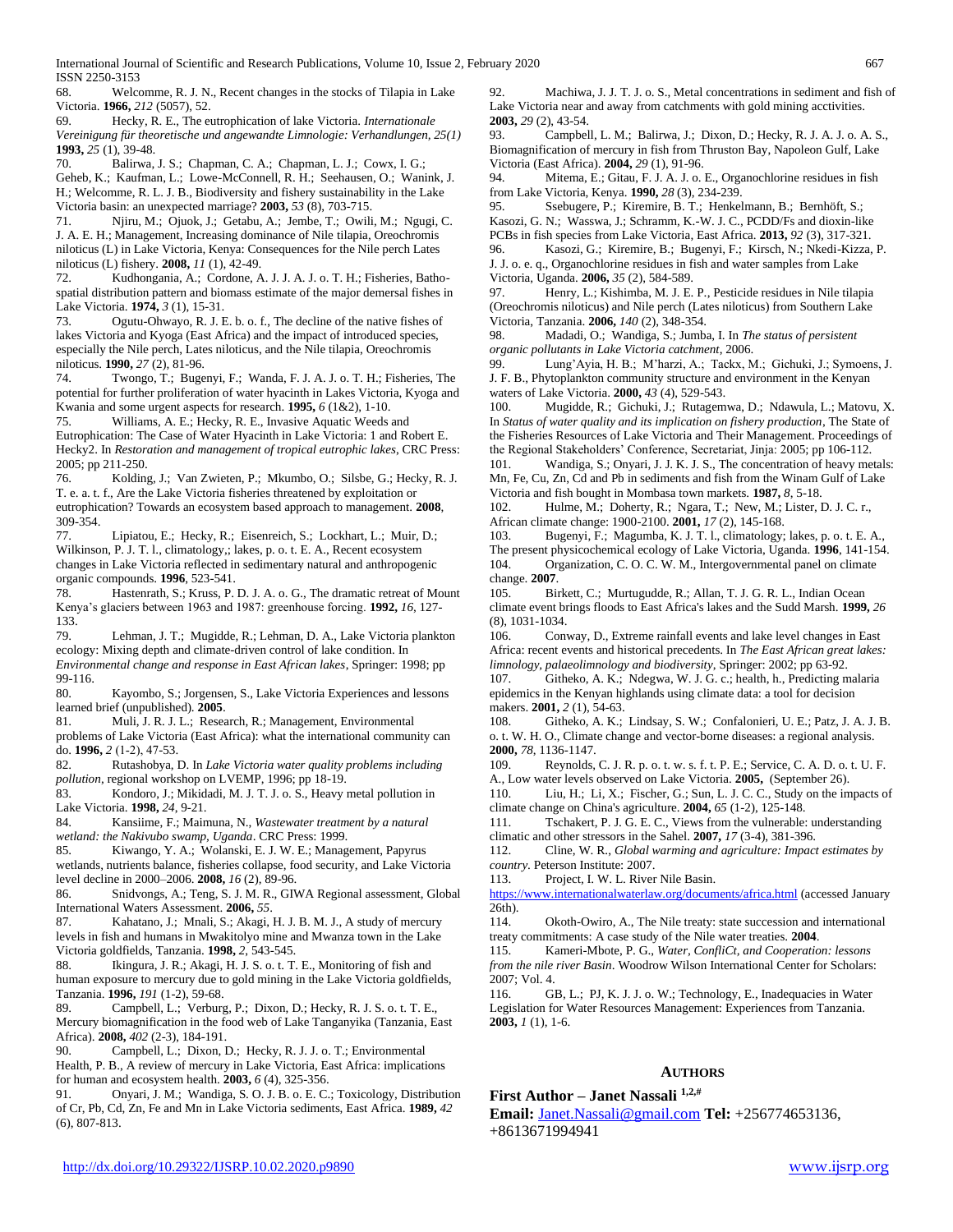68. Welcomme, R. J. N., Recent changes in the stocks of Tilapia in Lake Victoria. **1966,** *212* (5057), 52.

69. Hecky, R. E., The eutrophication of lake Victoria. *Internationale Vereinigung für theoretische und angewandte Limnologie: Verhandlungen, 25(1)* **1993,** *25* (1), 39-48.

70. Balirwa, J. S.; Chapman, C. A.; Chapman, L. J.; Cowx, I. G.; Geheb, K.; Kaufman, L.; Lowe-McConnell, R. H.; Seehausen, O.; Wanink, J. H.; Welcomme, R. L. J. B., Biodiversity and fishery sustainability in the Lake Victoria basin: an unexpected marriage? **2003,** *53* (8), 703-715.

71. Njiru, M.; Ojuok, J.; Getabu, A.; Jembe, T.; Owili, M.; Ngugi, C. J. A. E. H.; Management, Increasing dominance of Nile tilapia, Oreochromis niloticus (L) in Lake Victoria, Kenya: Consequences for the Nile perch Lates niloticus (L) fishery. **2008,** *11* (1), 42-49.

72. Kudhongania, A.; Cordone, A. J. J. A. J. o. T. H.; Fisheries, Batho-spatial distribution pattern and biomass estimate of the major demersal fishes in Lake Victoria. **1974,** *3* (1), 15-31.

73. Ogutu-Ohwayo, R. J. E. b. o. f., The decline of the native fishes of lakes Victoria and Kyoga (East Africa) and the impact of introduced species, especially the Nile perch, Lates niloticus, and the Nile tilapia, Oreochromis niloticus. **1990,** *27* (2), 81-96.

74. Twongo, T.; Bugenyi, F.; Wanda, F. J. A. J. o. T. H.; Fisheries, The potential for further proliferation of water hyacinth in Lakes Victoria, Kyoga and Kwania and some urgent aspects for research. **1995,** *6* (1&2), 1-10.

75. Williams, A. E.; Hecky, R. E., Invasive Aquatic Weeds and Eutrophication: The Case of Water Hyacinth in Lake Victoria: 1 and Robert E. Hecky2. In *Restoration and management of tropical eutrophic lakes*, CRC Press: 2005; pp 211-250.

76. Kolding, J.; Van Zwieten, P.; Mkumbo, O.; Silsbe, G.; Hecky, R. J. T. e. a. t. f., Are the Lake Victoria fisheries threatened by exploitation or eutrophication? Towards an ecosystem based approach to management. **2008**, 309-354.

77. Lipiatou, E.; Hecky, R.; Eisenreich, S.; Lockhart, L.; Muir, D.; Wilkinson, P. J. T. l., climatology,; lakes, p. o. t. E. A., Recent ecosystem changes in Lake Victoria reflected in sedimentary natural and anthropogenic organic compounds. **1996**, 523-541.

78. Hastenrath, S.; Kruss, P. D. J. A. o. G., The dramatic retreat of Mount Kenya's glaciers between 1963 and 1987: greenhouse forcing. **1992,** *16*, 127-133.

79. Lehman, J. T.; Mugidde, R.; Lehman, D. A., Lake Victoria plankton ecology: Mixing depth and climate-driven control of lake condition. In *Environmental change and response in East African lakes*, Springer: 1998; pp 99-116.

80. Kayombo, S.; Jorgensen, S., Lake Victoria Experiences and lessons learned brief (unpublished). **2005**.

81. Muli, J. R. J. L.; Research, R.; Management, Environmental problems of Lake Victoria (East Africa): what the international community can do. **1996,** *2* (1-2), 47-53.

82. Rutashobya, D. In *Lake Victoria water quality problems including pollution*, regional workshop on LVEMP, 1996; pp 18-19.

83. Kondoro, J.; Mikidadi, M. J. T. J. o. S., Heavy metal pollution in Lake Victoria. **1998,** *24*, 9-21.

84. Kansiime, F.; Maimuna, N., *Wastewater treatment by a natural wetland: the Nakivubo swamp, Uganda*. CRC Press: 1999.

85. Kiwango, Y. A.; Wolanski, E. J. W. E.; Management, Papyrus wetlands, nutrients balance, fisheries collapse, food security, and Lake Victoria level decline in 2000–2006. **2008,** *16* (2), 89-96.

86. Snidvongs, A.; Teng, S. J. M. R., GIWA Regional assessment, Global International Waters Assessment. **2006,** *55*.

87. Kahatano, J.; Mnali, S.; Akagi, H. J. B. M. J., A study of mercury levels in fish and humans in Mwakitolyo mine and Mwanza town in the Lake Victoria goldfields, Tanzania. **1998,** *2*, 543-545.

88. Ikingura, J. R.; Akagi, H. J. S. o. t. T. E., Monitoring of fish and human exposure to mercury due to gold mining in the Lake Victoria goldfields, Tanzania. **1996,** *191* (1-2), 59-68.

89. Campbell, L.; Verburg, P.; Dixon, D.; Hecky, R. J. S. o. t. T. E., Mercury biomagnification in the food web of Lake Tanganyika (Tanzania, East Africa). **2008,** *402* (2-3), 184-191.

90. Campbell, L.; Dixon, D.; Hecky, R. J. J. o. T.; Environmental Health, P. B., A review of mercury in Lake Victoria, East Africa: implications for human and ecosystem health. **2003,** *6* (4), 325-356.

91. Onyari, J. M.; Wandiga, S. O. J. B. o. E. C.; Toxicology, Distribution of Cr, Pb, Cd, Zn, Fe and Mn in Lake Victoria sediments, East Africa. **1989,** *42* (6), 807-813.

92. Machiwa, J. J. T. J. o. S., Metal concentrations in sediment and fish of Lake Victoria near and away from catchments with gold mining acctivities. **2003,** *29* (2), 43-54.

93. Campbell, L. M.; Balirwa, J.; Dixon, D.; Hecky, R. J. A. J. o. A. S., Biomagnification of mercury in fish from Thruston Bay, Napoleon Gulf, Lake Victoria (East Africa). **2004,** *29* (1), 91-96.

94. Mitema, E.; Gitau, F. J. A. J. o. E., Organochlorine residues in fish from Lake Victoria, Kenya. **1990,** *28* (3), 234-239.

95. Ssebugere, P.; Kiremire, B. T.; Henkelmann, B.; Bernhöft, S.; Kasozi, G. N.; Wasswa, J.; Schramm, K.-W. J. C., PCDD/Fs and dioxin-like PCBs in fish species from Lake Victoria, East Africa. **2013,** *92* (3), 317-321.

96. Kasozi, G.; Kiremire, B.; Bugenyi, F.; Kirsch, N.; Nkedi-Kizza, P. J. J. o. e. q., Organochlorine residues in fish and water samples from Lake Victoria, Uganda. **2006,** *35* (2), 584-589.

97. Henry, L.; Kishimba, M. J. E. P., Pesticide residues in Nile tilapia (Oreochromis niloticus) and Nile perch (Lates niloticus) from Southern Lake Victoria, Tanzania. **2006,** *140* (2), 348-354.

98. Madadi, O.; Wandiga, S.; Jumba, I. In *The status of persistent organic pollutants in Lake Victoria catchment*, 2006.

99. Lung'Ayia, H. B.; M'harzi, A.; Tackx, M.; Gichuki, J.; Symoens, J. J. F. B., Phytoplankton community structure and environment in the Kenyan waters of Lake Victoria. **2000,** *43* (4), 529-543.

100. Mugidde, R.; Gichuki, J.; Rutagemwa, D.; Ndawula, L.; Matovu, X. In *Status of water quality and its implication on fishery production*, The State of the Fisheries Resources of Lake Victoria and Their Management. Proceedings of the Regional Stakeholders' Conference, Secretariat, Jinja: 2005; pp 106-112.

101. Wandiga, S.; Onyari, J. J. K. J. S., The concentration of heavy metals: Mn, Fe, Cu, Zn, Cd and Pb in sediments and fish from the Winam Gulf of Lake Victoria and fish bought in Mombasa town markets. **1987,** *8*, 5-18.

102. Hulme, M.; Doherty, R.; Ngara, T.; New, M.; Lister, D. J. C. r., African climate change: 1900-2100. **2001,** *17* (2), 145-168.

103. Bugenyi, F.; Magumba, K. J. T. l., climatology; lakes, p. o. t. E. A., The present physicochemical ecology of Lake Victoria, Uganda. **1996**, 141-154.

104. Organization, C. O. C. W. M., Intergovernmental panel on climate change. **2007**.

105. Birkett, C.; Murtugudde, R.; Allan, T. J. G. R. L., Indian Ocean climate event brings floods to East Africa's lakes and the Sudd Marsh. **1999,** *26* (8), 1031-1034.

106. Conway, D., Extreme rainfall events and lake level changes in East Africa: recent events and historical precedents. In *The East African great lakes: limnology, palaeolimnology and biodiversity*, Springer: 2002; pp 63-92.

107. Githeko, A. K.; Ndegwa, W. J. G. c.; health, h., Predicting malaria epidemics in the Kenyan highlands using climate data: a tool for decision makers. **2001,** *2* (1), 54-63.

108. Githeko, A. K.; Lindsay, S. W.; Confalonieri, U. E.; Patz, J. A. J. B. o. t. W. H. O., Climate change and vector-borne diseases: a regional analysis. **2000,** *78*, 1136-1147.

109. Reynolds, C. J. R. p. o. t. w. s. f. t. P. E.; Service, C. A. D. o. t. U. F. A., Low water levels observed on Lake Victoria. **2005,** (September 26).

110. Liu, H.; Li, X.; Fischer, G.; Sun, L. J. C. C., Study on the impacts of climate change on China's agriculture. **2004,** *65* (1-2), 125-148.

111. Tschakert, P. J. G. E. C., Views from the vulnerable: understanding climatic and other stressors in the Sahel. **2007,** *17* (3-4), 381-396.

112. Cline, W. R., *Global warming and agriculture: Impact estimates by country*. Peterson Institute: 2007.

113. Project, I. W. L. River Nile Basin. https://www.internationalwaterlaw.org/documents/africa.html (accessed January 26th).

114. Okoth-Owiro, A., The Nile treaty: state succession and international treaty commitments: A case study of the Nile water treaties. **2004**.

115. Kameri-Mbote, P. G., *Water, ConfliCt, and Cooperation: lessons from the nile river Basin*. Woodrow Wilson International Center for Scholars: 2007; Vol. 4.

116. GB, L.; PJ, K. J. J. o. W.; Technology, E., Inadequacies in Water Legislation for Water Resources Management: Experiences from Tanzania. **2003,** *1* (1), 1-6.

## AUTHORS

**First Author – Janet Nassali [1,2,#]**
**Email:** Janet.Nassali@gmail.com **Tel:** +256774653136, +8613671994941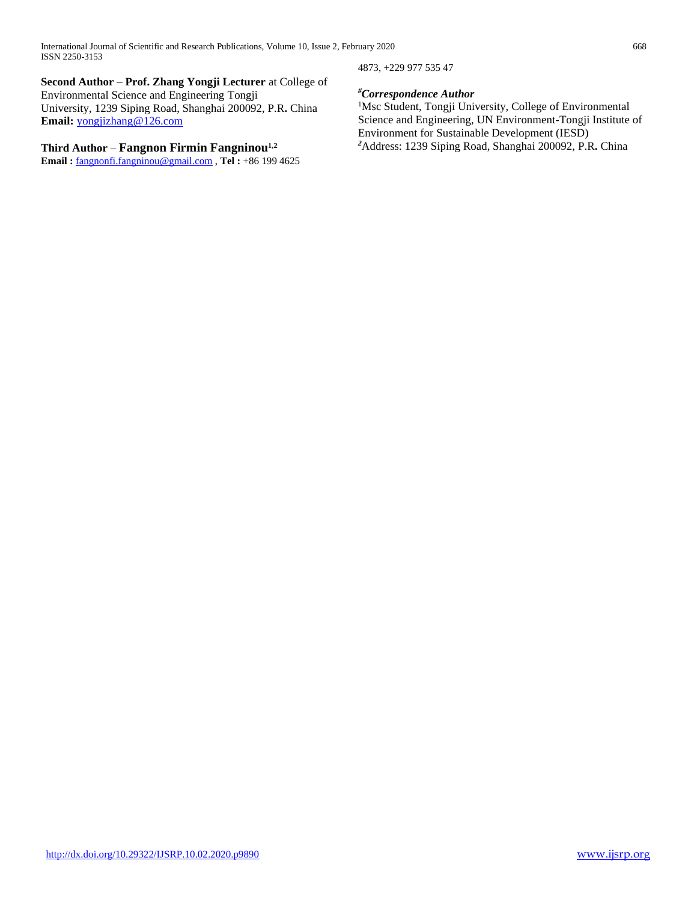**Second Author** – **Prof. Zhang Yongji Lecturer** at College of Environmental Science and Engineering Tongji University, 1239 Siping Road, Shanghai 200092, P.R**.** China
**Email:** yongjizhang@126.com

**Third Author** – **Fangnon Firmin Fangninou[1,2]**
**Email :** fangnonfi.fangninou@gmail.com , **Tel :** +86 199 4625 4873, +229 977 535 47

***[#]Correspondence Author***
[1]Msc Student, Tongji University, College of Environmental Science and Engineering, UN Environment-Tongji Institute of Environment for Sustainable Development (IESD)
[2]Address: 1239 Siping Road, Shanghai 200092, P.R**.** China